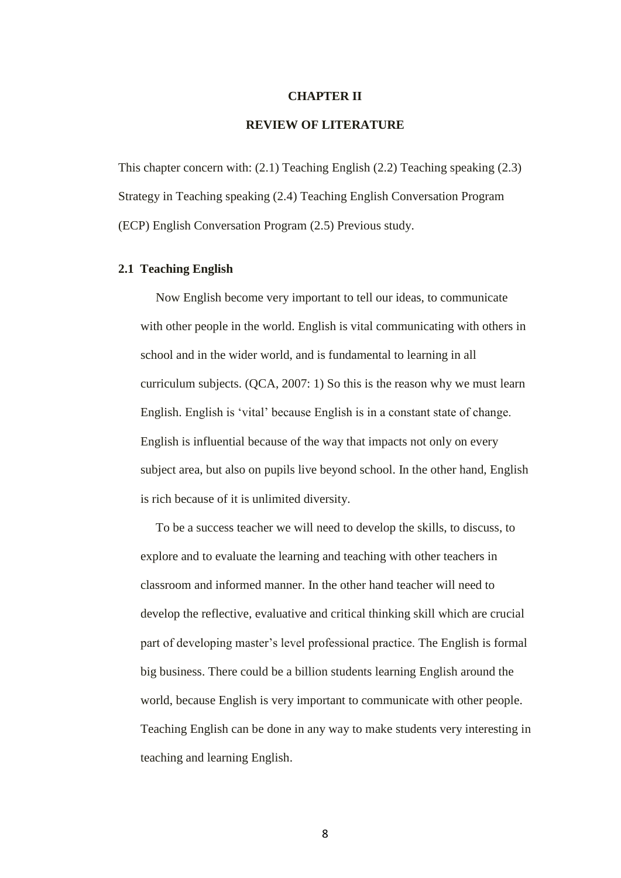# CHAPTER II

# REVIEW OF LITERATURE

This chapter concern with: (2.1) Teaching English (2.2) Teaching speaking (2.3) Strategy in Teaching speaking (2.4) Teaching English Conversation Program (ECP) English Conversation Program (2.5) Previous study.

## 2.1 Teaching English

Now English become very important to tell our ideas, to communicate with other people in the world. English is vital communicating with others in school and in the wider world, and is fundamental to learning in all curriculum subjects. (QCA, 2007: 1) So this is the reason why we must learn English. English is 'vital' because English is in a constant state of change. English is influential because of the way that impacts not only on every subject area, but also on pupils live beyond school. In the other hand, English is rich because of it is unlimited diversity.

To be a success teacher we will need to develop the skills, to discuss, to explore and to evaluate the learning and teaching with other teachers in classroom and informed manner. In the other hand teacher will need to develop the reflective, evaluative and critical thinking skill which are crucial part of developing master's level professional practice. The English is formal big business. There could be a billion students learning English around the world, because English is very important to communicate with other people. Teaching English can be done in any way to make students very interesting in teaching and learning English.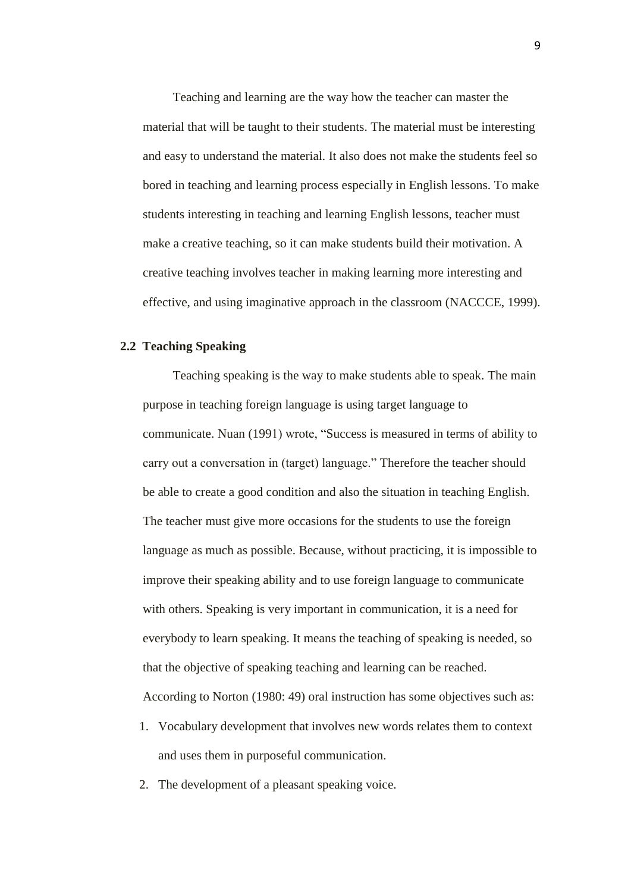Teaching and learning are the way how the teacher can master the material that will be taught to their students. The material must be interesting and easy to understand the material. It also does not make the students feel so bored in teaching and learning process especially in English lessons. To make students interesting in teaching and learning English lessons, teacher must make a creative teaching, so it can make students build their motivation. A creative teaching involves teacher in making learning more interesting and effective, and using imaginative approach in the classroom (NACCCE, 1999).

## 2.2 Teaching Speaking

Teaching speaking is the way to make students able to speak. The main purpose in teaching foreign language is using target language to communicate. Nuan (1991) wrote, "Success is measured in terms of ability to carry out a conversation in (target) language." Therefore the teacher should be able to create a good condition and also the situation in teaching English. The teacher must give more occasions for the students to use the foreign language as much as possible. Because, without practicing, it is impossible to improve their speaking ability and to use foreign language to communicate with others. Speaking is very important in communication, it is a need for everybody to learn speaking. It means the teaching of speaking is needed, so that the objective of speaking teaching and learning can be reached. According to Norton (1980: 49) oral instruction has some objectives such as:

1. Vocabulary development that involves new words relates them to context and uses them in purposeful communication.
2. The development of a pleasant speaking voice.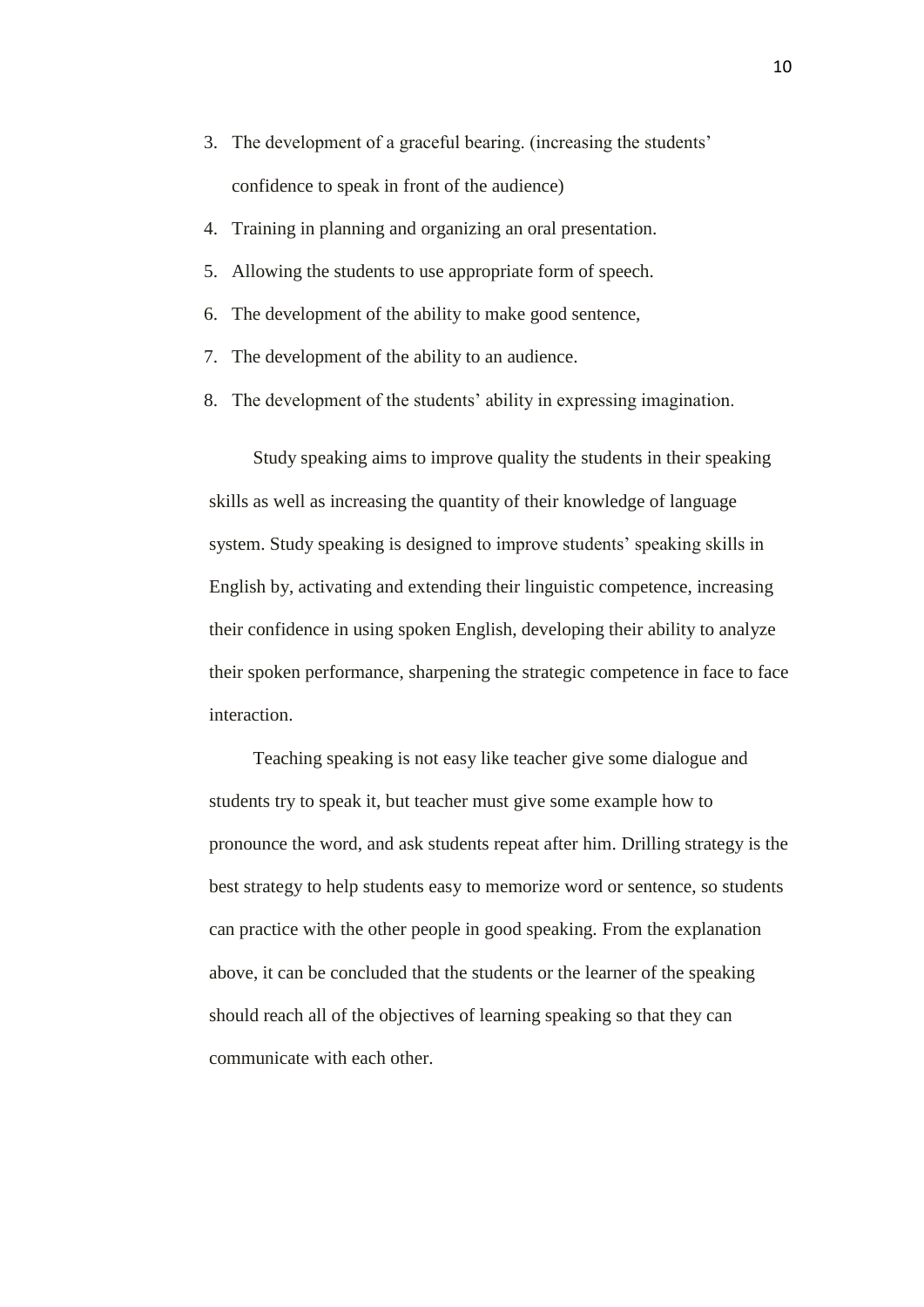3. The development of a graceful bearing. (increasing the students' confidence to speak in front of the audience)
4. Training in planning and organizing an oral presentation.
5. Allowing the students to use appropriate form of speech.
6. The development of the ability to make good sentence,
7. The development of the ability to an audience.
8. The development of the students' ability in expressing imagination.

Study speaking aims to improve quality the students in their speaking skills as well as increasing the quantity of their knowledge of language system. Study speaking is designed to improve students' speaking skills in English by, activating and extending their linguistic competence, increasing their confidence in using spoken English, developing their ability to analyze their spoken performance, sharpening the strategic competence in face to face interaction.

Teaching speaking is not easy like teacher give some dialogue and students try to speak it, but teacher must give some example how to pronounce the word, and ask students repeat after him. Drilling strategy is the best strategy to help students easy to memorize word or sentence, so students can practice with the other people in good speaking. From the explanation above, it can be concluded that the students or the learner of the speaking should reach all of the objectives of learning speaking so that they can communicate with each other.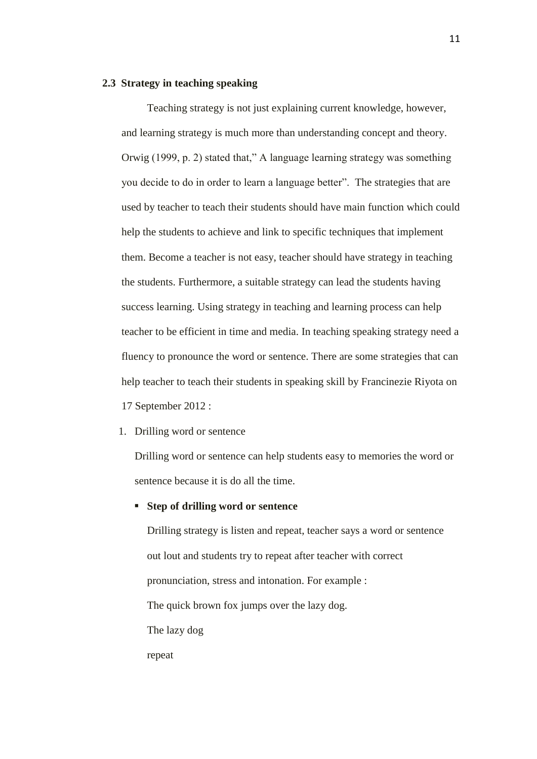### 2.3 Strategy in teaching speaking

Teaching strategy is not just explaining current knowledge, however, and learning strategy is much more than understanding concept and theory. Orwig (1999, p. 2) stated that," A language learning strategy was something you decide to do in order to learn a language better". The strategies that are used by teacher to teach their students should have main function which could help the students to achieve and link to specific techniques that implement them. Become a teacher is not easy, teacher should have strategy in teaching the students. Furthermore, a suitable strategy can lead the students having success learning. Using strategy in teaching and learning process can help teacher to be efficient in time and media. In teaching speaking strategy need a fluency to pronounce the word or sentence. There are some strategies that can help teacher to teach their students in speaking skill by Francinezie Riyota on 17 September 2012 :

1. Drilling word or sentence

   Drilling word or sentence can help students easy to memories the word or sentence because it is do all the time.

   - **Step of drilling word or sentence**

     Drilling strategy is listen and repeat, teacher says a word or sentence out lout and students try to repeat after teacher with correct pronunciation, stress and intonation. For example :

     The quick brown fox jumps over the lazy dog.

     The lazy dog

     repeat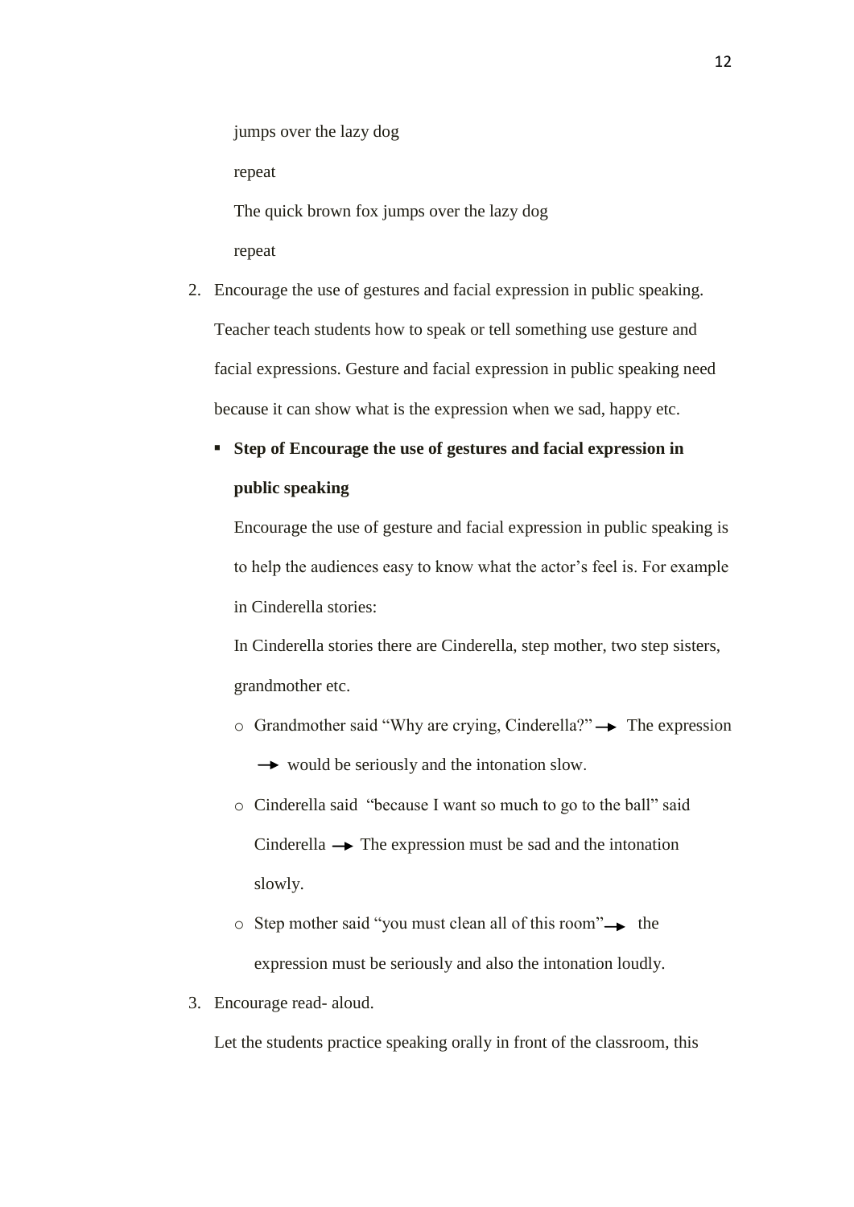jumps over the lazy dog

repeat

The quick brown fox jumps over the lazy dog

repeat

2. Encourage the use of gestures and facial expression in public speaking.

   Teacher teach students how to speak or tell something use gesture and facial expressions. Gesture and facial expression in public speaking need because it can show what is the expression when we sad, happy etc.

   - **Step of Encourage the use of gestures and facial expression in public speaking**

     Encourage the use of gesture and facial expression in public speaking is to help the audiences easy to know what the actor's feel is. For example in Cinderella stories:

     In Cinderella stories there are Cinderella, step mother, two step sisters, grandmother etc.

     - Grandmother said "Why are crying, Cinderella?" → The expression → would be seriously and the intonation slow.
     - Cinderella said "because I want so much to go to the ball" said Cinderella → The expression must be sad and the intonation slowly.
     - Step mother said "you must clean all of this room" → the expression must be seriously and also the intonation loudly.

3. Encourage read- aloud.

   Let the students practice speaking orally in front of the classroom, this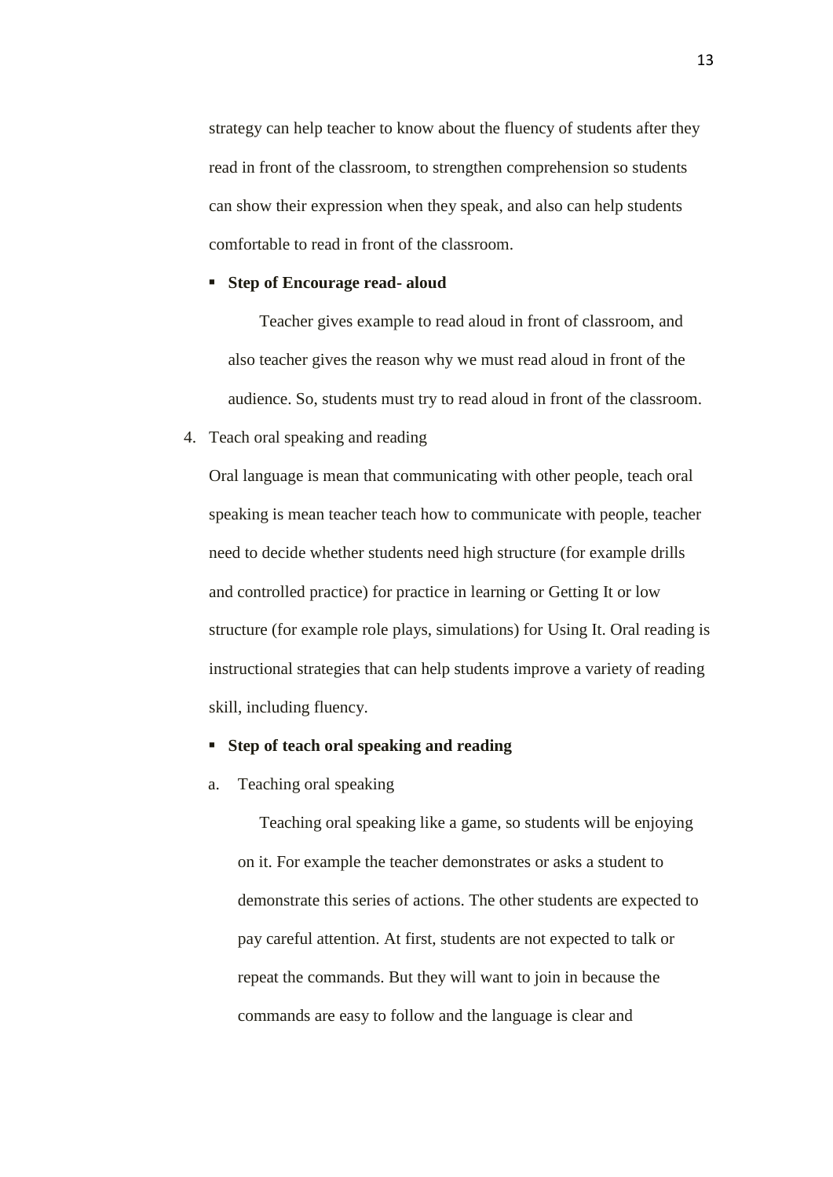strategy can help teacher to know about the fluency of students after they read in front of the classroom, to strengthen comprehension so students can show their expression when they speak, and also can help students comfortable to read in front of the classroom.

- **Step of Encourage read- aloud**

  Teacher gives example to read aloud in front of classroom, and also teacher gives the reason why we must read aloud in front of the audience. So, students must try to read aloud in front of the classroom.

4. Teach oral speaking and reading

   Oral language is mean that communicating with other people, teach oral speaking is mean teacher teach how to communicate with people, teacher need to decide whether students need high structure (for example drills and controlled practice) for practice in learning or Getting It or low structure (for example role plays, simulations) for Using It. Oral reading is instructional strategies that can help students improve a variety of reading skill, including fluency.

   - **Step of teach oral speaking and reading**

   a. Teaching oral speaking

      Teaching oral speaking like a game, so students will be enjoying on it. For example the teacher demonstrates or asks a student to demonstrate this series of actions. The other students are expected to pay careful attention. At first, students are not expected to talk or repeat the commands. But they will want to join in because the commands are easy to follow and the language is clear and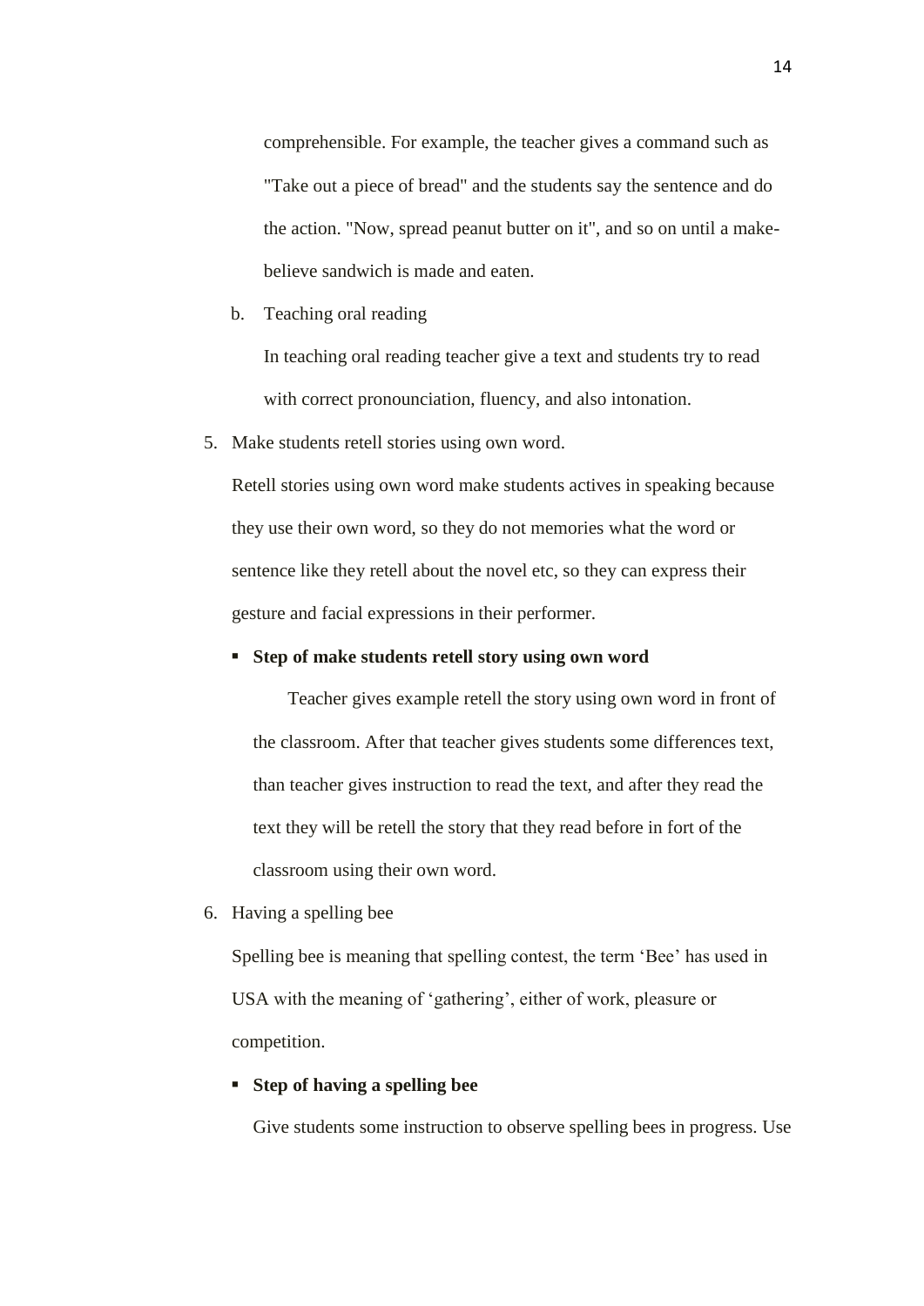comprehensible. For example, the teacher gives a command such as "Take out a piece of bread" and the students say the sentence and do the action. "Now, spread peanut butter on it", and so on until a make-believe sandwich is made and eaten.

b. Teaching oral reading

In teaching oral reading teacher give a text and students try to read with correct pronounciation, fluency, and also intonation.

5. Make students retell stories using own word.

Retell stories using own word make students actives in speaking because they use their own word, so they do not memories what the word or sentence like they retell about the novel etc, so they can express their gesture and facial expressions in their performer.

- **Step of make students retell story using own word**

Teacher gives example retell the story using own word in front of the classroom. After that teacher gives students some differences text, than teacher gives instruction to read the text, and after they read the text they will be retell the story that they read before in fort of the classroom using their own word.

6. Having a spelling bee

Spelling bee is meaning that spelling contest, the term 'Bee' has used in USA with the meaning of 'gathering', either of work, pleasure or competition.

- **Step of having a spelling bee**

Give students some instruction to observe spelling bees in progress. Use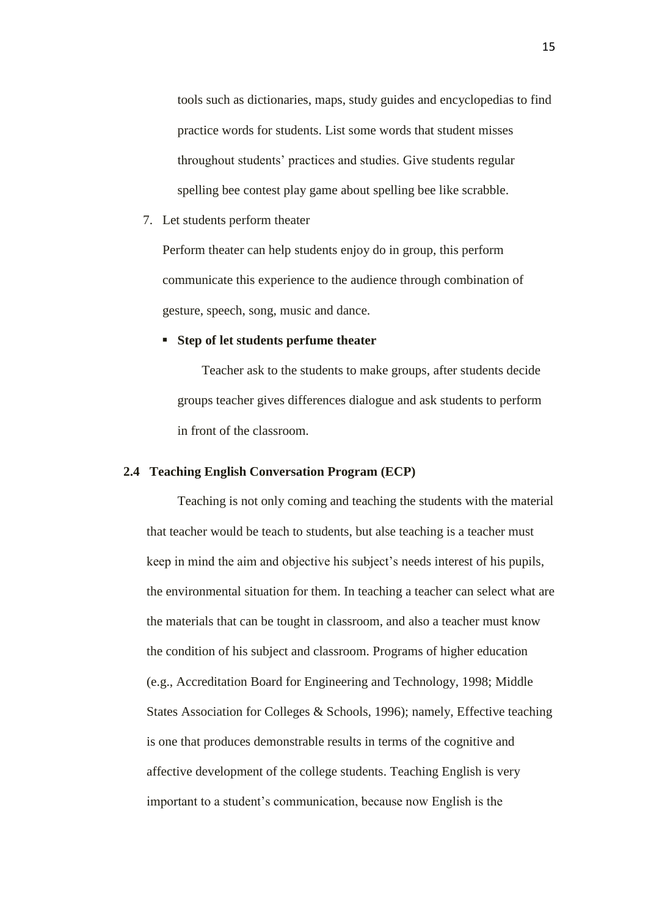tools such as dictionaries, maps, study guides and encyclopedias to find practice words for students. List some words that student misses throughout students' practices and studies. Give students regular spelling bee contest play game about spelling bee like scrabble.

7. Let students perform theater

   Perform theater can help students enjoy do in group, this perform communicate this experience to the audience through combination of gesture, speech, song, music and dance.

   - **Step of let students perfume theater**

     Teacher ask to the students to make groups, after students decide groups teacher gives differences dialogue and ask students to perform in front of the classroom.

## 2.4 Teaching English Conversation Program (ECP)

Teaching is not only coming and teaching the students with the material that teacher would be teach to students, but alse teaching is a teacher must keep in mind the aim and objective his subject's needs interest of his pupils, the environmental situation for them. In teaching a teacher can select what are the materials that can be tought in classroom, and also a teacher must know the condition of his subject and classroom. Programs of higher education (e.g., Accreditation Board for Engineering and Technology, 1998; Middle States Association for Colleges & Schools, 1996); namely, Effective teaching is one that produces demonstrable results in terms of the cognitive and affective development of the college students. Teaching English is very important to a student's communication, because now English is the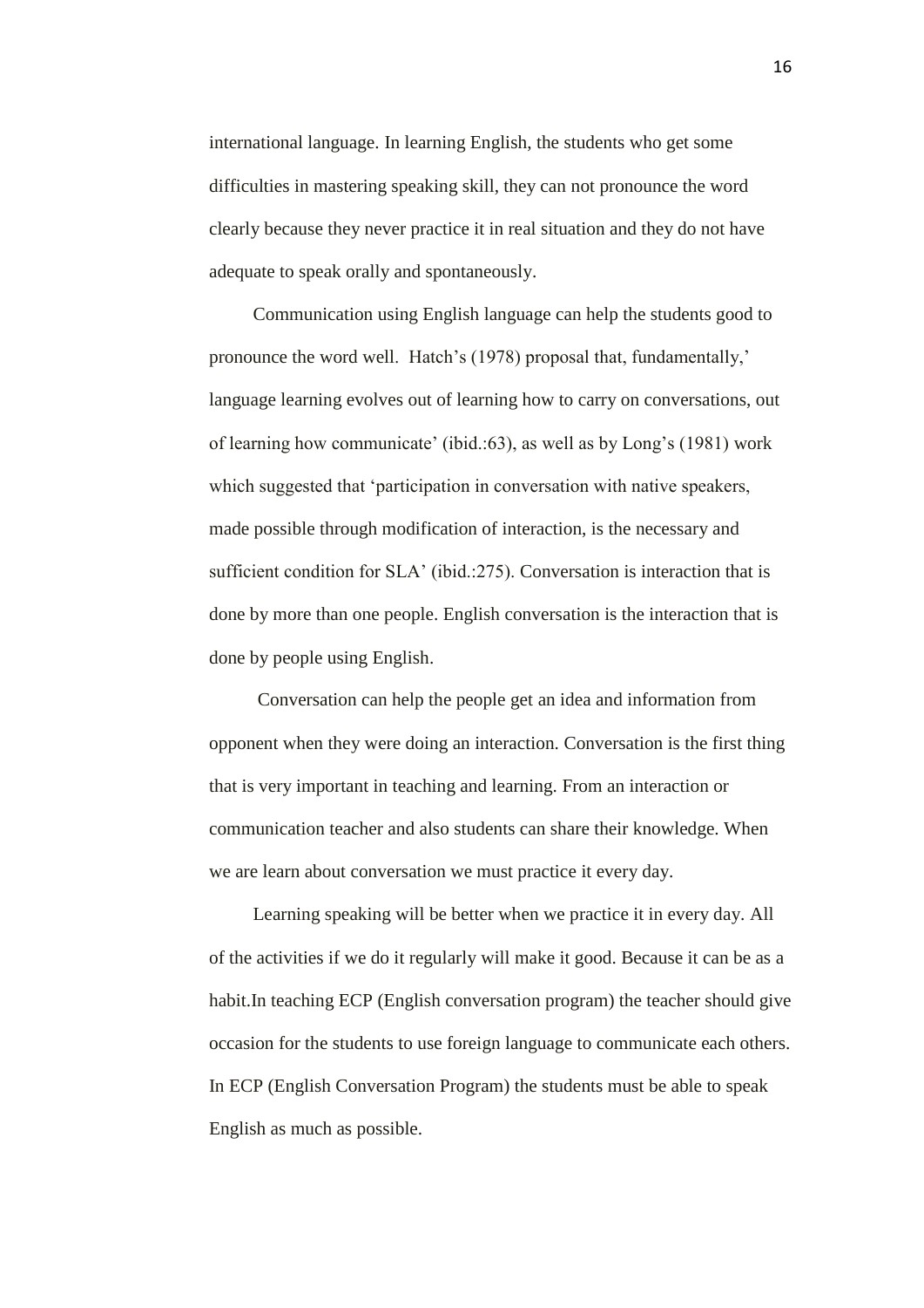international language. In learning English, the students who get some difficulties in mastering speaking skill, they can not pronounce the word clearly because they never practice it in real situation and they do not have adequate to speak orally and spontaneously.

Communication using English language can help the students good to pronounce the word well. Hatch's (1978) proposal that, fundamentally,' language learning evolves out of learning how to carry on conversations, out of learning how communicate' (ibid.:63), as well as by Long's (1981) work which suggested that 'participation in conversation with native speakers, made possible through modification of interaction, is the necessary and sufficient condition for SLA' (ibid.:275). Conversation is interaction that is done by more than one people. English conversation is the interaction that is done by people using English.

Conversation can help the people get an idea and information from opponent when they were doing an interaction. Conversation is the first thing that is very important in teaching and learning. From an interaction or communication teacher and also students can share their knowledge. When we are learn about conversation we must practice it every day.

Learning speaking will be better when we practice it in every day. All of the activities if we do it regularly will make it good. Because it can be as a habit.In teaching ECP (English conversation program) the teacher should give occasion for the students to use foreign language to communicate each others. In ECP (English Conversation Program) the students must be able to speak English as much as possible.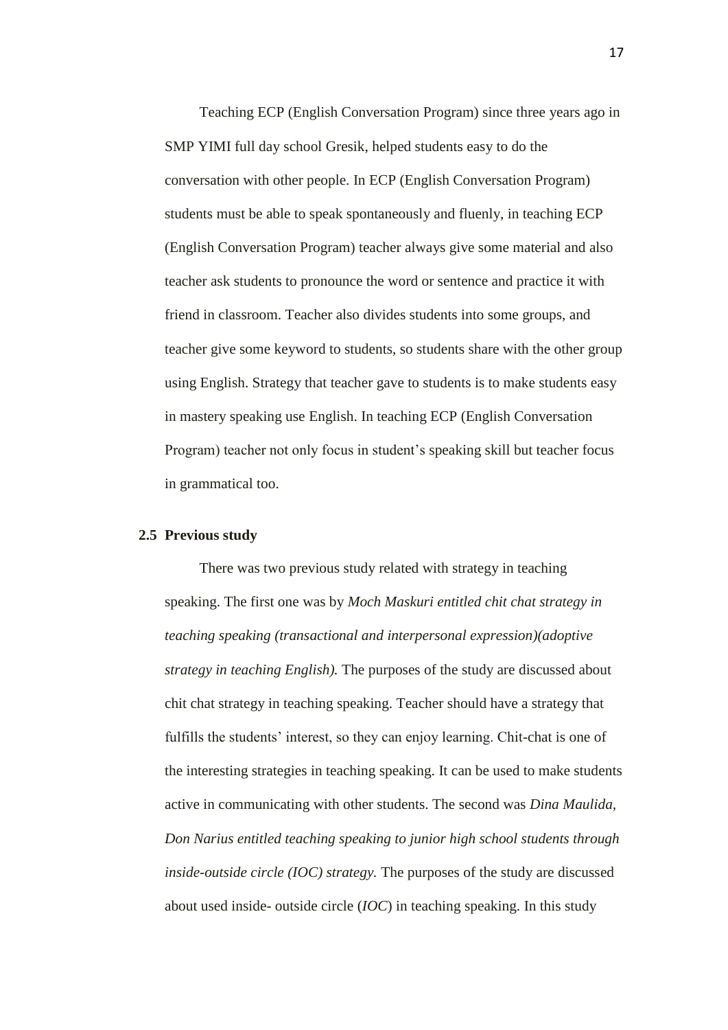Teaching ECP (English Conversation Program) since three years ago in SMP YIMI full day school Gresik, helped students easy to do the conversation with other people. In ECP (English Conversation Program) students must be able to speak spontaneously and fluenly, in teaching ECP (English Conversation Program) teacher always give some material and also teacher ask students to pronounce the word or sentence and practice it with friend in classroom. Teacher also divides students into some groups, and teacher give some keyword to students, so students share with the other group using English. Strategy that teacher gave to students is to make students easy in mastery speaking use English. In teaching ECP (English Conversation Program) teacher not only focus in student's speaking skill but teacher focus in grammatical too.

### 2.5 Previous study

There was two previous study related with strategy in teaching speaking. The first one was by *Moch Maskuri entitled chit chat strategy in teaching speaking (transactional and interpersonal expression)(adoptive strategy in teaching English).* The purposes of the study are discussed about chit chat strategy in teaching speaking. Teacher should have a strategy that fulfills the students' interest, so they can enjoy learning. Chit-chat is one of the interesting strategies in teaching speaking. It can be used to make students active in communicating with other students. The second was *Dina Maulida, Don Narius entitled teaching speaking to junior high school students through inside-outside circle (IOC) strategy.* The purposes of the study are discussed about used inside- outside circle (*IOC*) in teaching speaking. In this study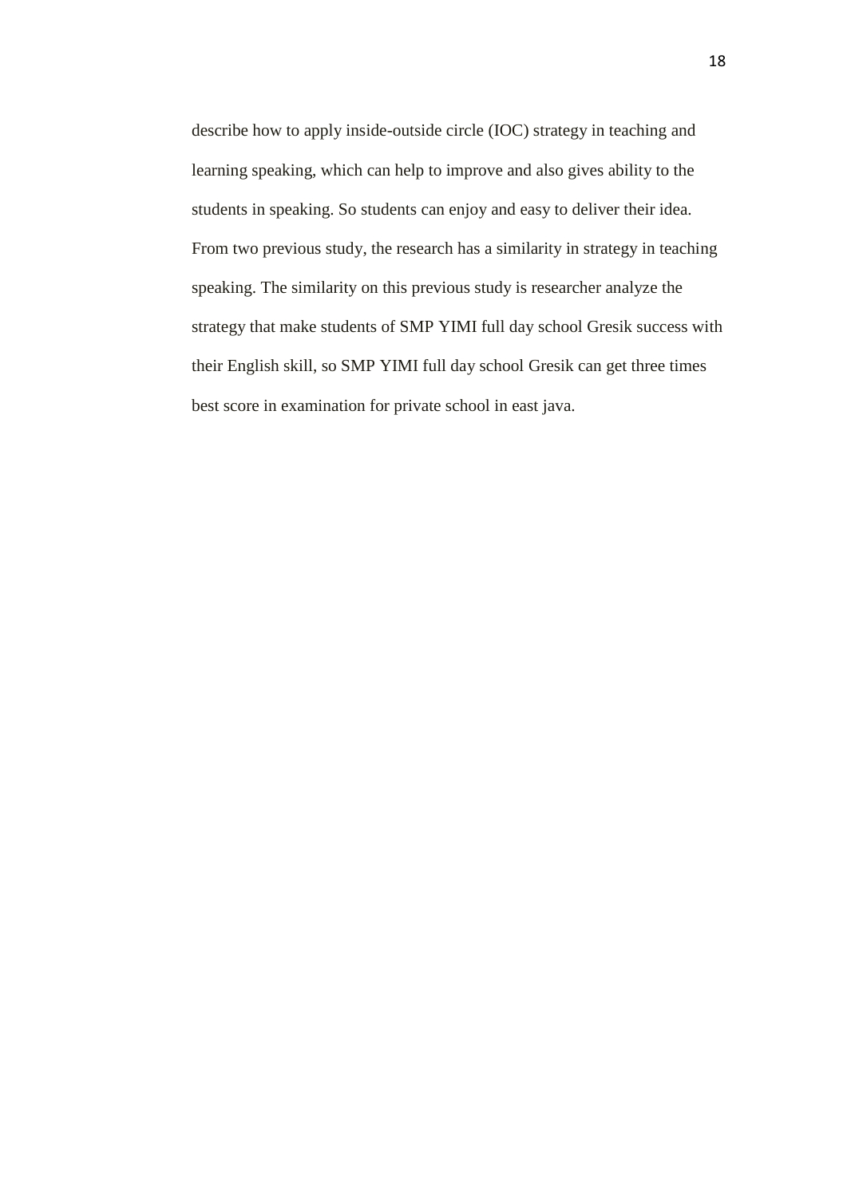describe how to apply inside-outside circle (IOC) strategy in teaching and learning speaking, which can help to improve and also gives ability to the students in speaking. So students can enjoy and easy to deliver their idea. From two previous study, the research has a similarity in strategy in teaching speaking. The similarity on this previous study is researcher analyze the strategy that make students of SMP YIMI full day school Gresik success with their English skill, so SMP YIMI full day school Gresik can get three times best score in examination for private school in east java.